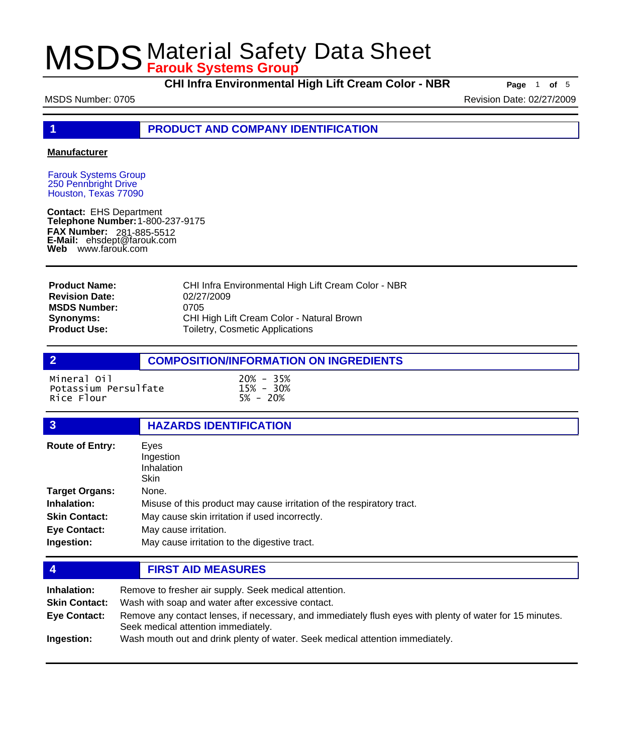# MSDS Material Safety Data Sheet

**Farouk Systems Group**

**CHI Infra Environmental High Lift Cream Color - NBR**

MSDS Number: 0705 | Revision Date: 02/27/2009

## 1 PRODUCT AND COMPANY IDENTIFICATION

**Manufacturer**

Farouk Systems Group
250 Pennbright Drive
Houston, Texas 77090

**Contact:** EHS Department
**Telephone Number:** 1-800-237-9175
**FAX Number:** 281-885-5512
**E-Mail:** ehsdept@farouk.com
**Web** www.farouk.com

| | |
|---|---|
| **Product Name:** | CHI Infra Environmental High Lift Cream Color - NBR |
| **Revision Date:** | 02/27/2009 |
| **MSDS Number:** | 0705 |
| **Synonyms:** | CHI High Lift Cream Color - Natural Brown |
| **Product Use:** | Toiletry, Cosmetic Applications |

## 2 COMPOSITION/INFORMATION ON INGREDIENTS

| | |
|---|---|
| Mineral Oil | 20% - 35% |
| Potassium Persulfate | 15% - 30% |
| Rice Flour | 5% - 20% |

## 3 HAZARDS IDENTIFICATION

| | |
|---|---|
| **Route of Entry:** | Eyes<br>Ingestion<br>Inhalation<br>Skin |
| **Target Organs:** | None. |
| **Inhalation:** | Misuse of this product may cause irritation of the respiratory tract. |
| **Skin Contact:** | May cause skin irritation if used incorrectly. |
| **Eye Contact:** | May cause irritation. |
| **Ingestion:** | May cause irritation to the digestive tract. |

## 4 FIRST AID MEASURES

| | |
|---|---|
| **Inhalation:** | Remove to fresher air supply. Seek medical attention. |
| **Skin Contact:** | Wash with soap and water after excessive contact. |
| **Eye Contact:** | Remove any contact lenses, if necessary, and immediately flush eyes with plenty of water for 15 minutes. Seek medical attention immediately. |
| **Ingestion:** | Wash mouth out and drink plenty of water. Seek medical attention immediately. |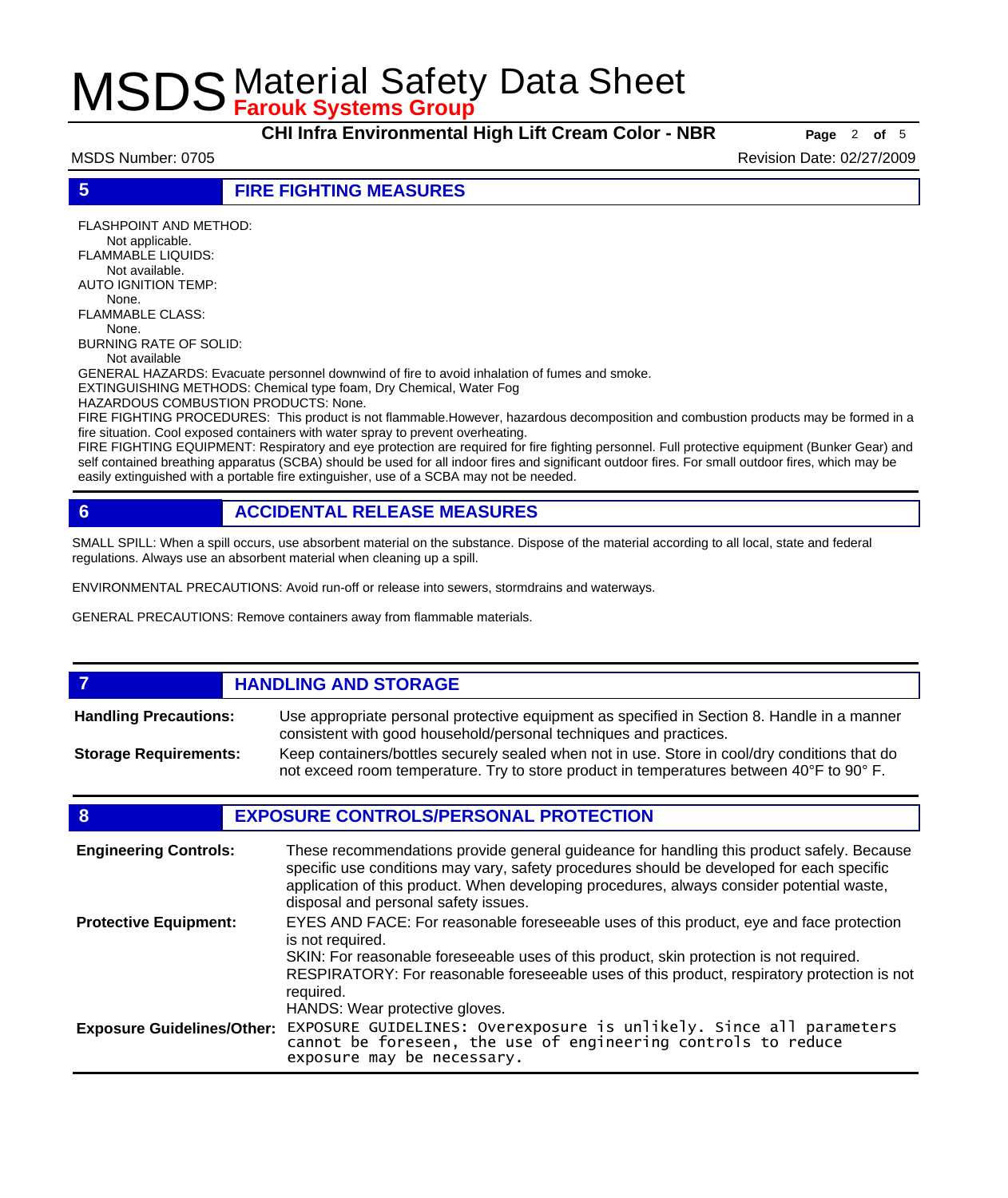## 5 FIRE FIGHTING MEASURES

FLASHPOINT AND METHOD:
Not applicable.
FLAMMABLE LIQUIDS:
Not available.
AUTO IGNITION TEMP:
None.
FLAMMABLE CLASS:
None.
BURNING RATE OF SOLID:
Not available
GENERAL HAZARDS: Evacuate personnel downwind of fire to avoid inhalation of fumes and smoke.
EXTINGUISHING METHODS: Chemical type foam, Dry Chemical, Water Fog
HAZARDOUS COMBUSTION PRODUCTS: None.
FIRE FIGHTING PROCEDURES: This product is not flammable.However, hazardous decomposition and combustion products may be formed in a fire situation. Cool exposed containers with water spray to prevent overheating.
FIRE FIGHTING EQUIPMENT: Respiratory and eye protection are required for fire fighting personnel. Full protective equipment (Bunker Gear) and self contained breathing apparatus (SCBA) should be used for all indoor fires and significant outdoor fires. For small outdoor fires, which may be easily extinguished with a portable fire extinguisher, use of a SCBA may not be needed.

## 6 ACCIDENTAL RELEASE MEASURES

SMALL SPILL: When a spill occurs, use absorbent material on the substance. Dispose of the material according to all local, state and federal regulations. Always use an absorbent material when cleaning up a spill.

ENVIRONMENTAL PRECAUTIONS: Avoid run-off or release into sewers, stormdrains and waterways.

GENERAL PRECAUTIONS: Remove containers away from flammable materials.

## 7 HANDLING AND STORAGE

**Handling Precautions:** Use appropriate personal protective equipment as specified in Section 8. Handle in a manner consistent with good household/personal techniques and practices.

**Storage Requirements:** Keep containers/bottles securely sealed when not in use. Store in cool/dry conditions that do not exceed room temperature. Try to store product in temperatures between 40°F to 90° F.

## 8 EXPOSURE CONTROLS/PERSONAL PROTECTION

**Engineering Controls:** These recommendations provide general guideance for handling this product safely. Because specific use conditions may vary, safety procedures should be developed for each specific application of this product. When developing procedures, always consider potential waste, disposal and personal safety issues.

**Protective Equipment:** EYES AND FACE: For reasonable foreseeable uses of this product, eye and face protection is not required.
SKIN: For reasonable foreseeable uses of this product, skin protection is not required.
RESPIRATORY: For reasonable foreseeable uses of this product, respiratory protection is not required.
HANDS: Wear protective gloves.

**Exposure Guidelines/Other:** EXPOSURE GUIDELINES: Overexposure is unlikely. Since all parameters cannot be foreseen, the use of engineering controls to reduce exposure may be necessary.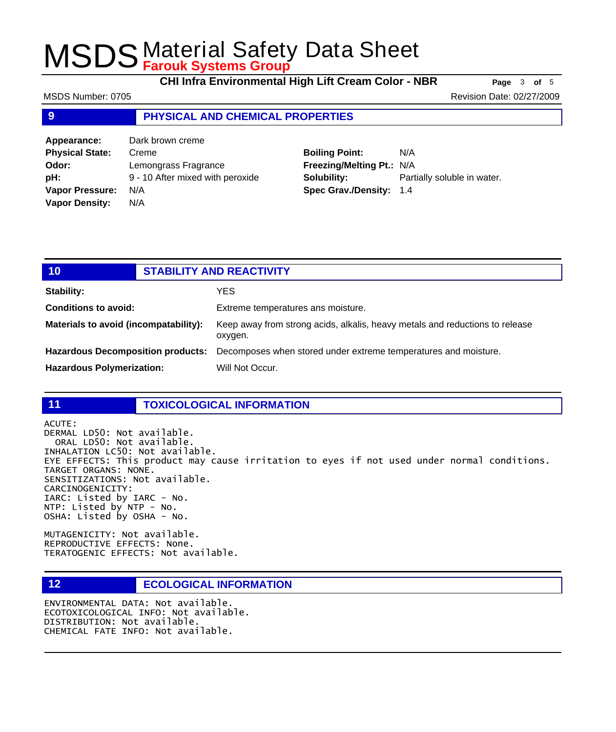## 9 PHYSICAL AND CHEMICAL PROPERTIES

| | | | |
|---|---|---|---|
| **Appearance:** | Dark brown creme | | |
| **Physical State:** | Creme | **Boiling Point:** | N/A |
| **Odor:** | Lemongrass Fragrance | **Freezing/Melting Pt.:** | N/A |
| **pH:** | 9 - 10 After mixed with peroxide | **Solubility:** | Partially soluble in water. |
| **Vapor Pressure:** | N/A | **Spec Grav./Density:** | 1.4 |
| **Vapor Density:** | N/A | | |

## 10 STABILITY AND REACTIVITY

**Stability:** YES

**Conditions to avoid:** Extreme temperatures ans moisture.

**Materials to avoid (incompatability):** Keep away from strong acids, alkalis, heavy metals and reductions to release oxygen.

**Hazardous Decomposition products:** Decomposes when stored under extreme temperatures and moisture.

**Hazardous Polymerization:** Will Not Occur.

## 11 TOXICOLOGICAL INFORMATION

ACUTE:
DERMAL LD50: Not available.
ORAL LD50: Not available.
INHALATION LC50: Not available.
EYE EFFECTS: This product may cause irritation to eyes if not used under normal conditions.
TARGET ORGANS: NONE.
SENSITIZATIONS: Not available.
CARCINOGENICITY:
IARC: Listed by IARC - No.
NTP: Listed by NTP - No.
OSHA: Listed by OSHA - No.

MUTAGENICITY: Not available.
REPRODUCTIVE EFFECTS: None.
TERATOGENIC EFFECTS: Not available.

## 12 ECOLOGICAL INFORMATION

ENVIRONMENTAL DATA: Not available.
ECOTOXICOLOGICAL INFO: Not available.
DISTRIBUTION: Not available.
CHEMICAL FATE INFO: Not available.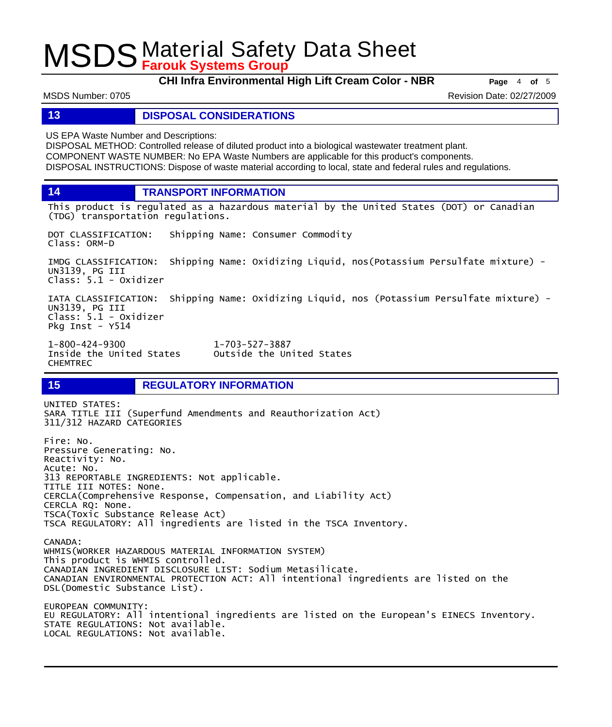## 13 DISPOSAL CONSIDERATIONS

US EPA Waste Number and Descriptions:
DISPOSAL METHOD: Controlled release of diluted product into a biological wastewater treatment plant.
COMPONENT WASTE NUMBER: No EPA Waste Numbers are applicable for this product's components.
DISPOSAL INSTRUCTIONS: Dispose of waste material according to local, state and federal rules and regulations.

## 14 TRANSPORT INFORMATION

This product is regulated as a hazardous material by the United States (DOT) or Canadian (TDG) transportation regulations.

DOT CLASSIFICATION: Shipping Name: Consumer Commodity
Class: ORM-D

IMDG CLASSIFICATION: Shipping Name: Oxidizing Liquid, nos(Potassium Persulfate mixture) - UN3139, PG III
Class: 5.1 - Oxidizer

IATA CLASSIFICATION: Shipping Name: Oxidizing Liquid, nos (Potassium Persulfate mixture) - UN3139, PG III
Class: 5.1 - Oxidizer
Pkg Inst - Y514

1-800-424-9300 Inside the United States
1-703-527-3887 Outside the United States
CHEMTREC

## 15 REGULATORY INFORMATION

UNITED STATES:
SARA TITLE III (Superfund Amendments and Reauthorization Act)
311/312 HAZARD CATEGORIES

Fire: No.
Pressure Generating: No.
Reactivity: No.
Acute: No.
313 REPORTABLE INGREDIENTS: Not applicable.
TITLE III NOTES: None.
CERCLA(Comprehensive Response, Compensation, and Liability Act)
CERCLA RQ: None.
TSCA(Toxic Substance Release Act)
TSCA REGULATORY: All ingredients are listed in the TSCA Inventory.

CANADA:
WHMIS(WORKER HAZARDOUS MATERIAL INFORMATION SYSTEM)
This product is WHMIS controlled.
CANADIAN INGREDIENT DISCLOSURE LIST: Sodium Metasilicate.
CANADIAN ENVIRONMENTAL PROTECTION ACT: All intentional ingredients are listed on the DSL(Domestic Substance List).

EUROPEAN COMMUNITY:
EU REGULATORY: All intentional ingredients are listed on the European's EINECS Inventory.
STATE REGULATIONS: Not available.
LOCAL REGULATIONS: Not available.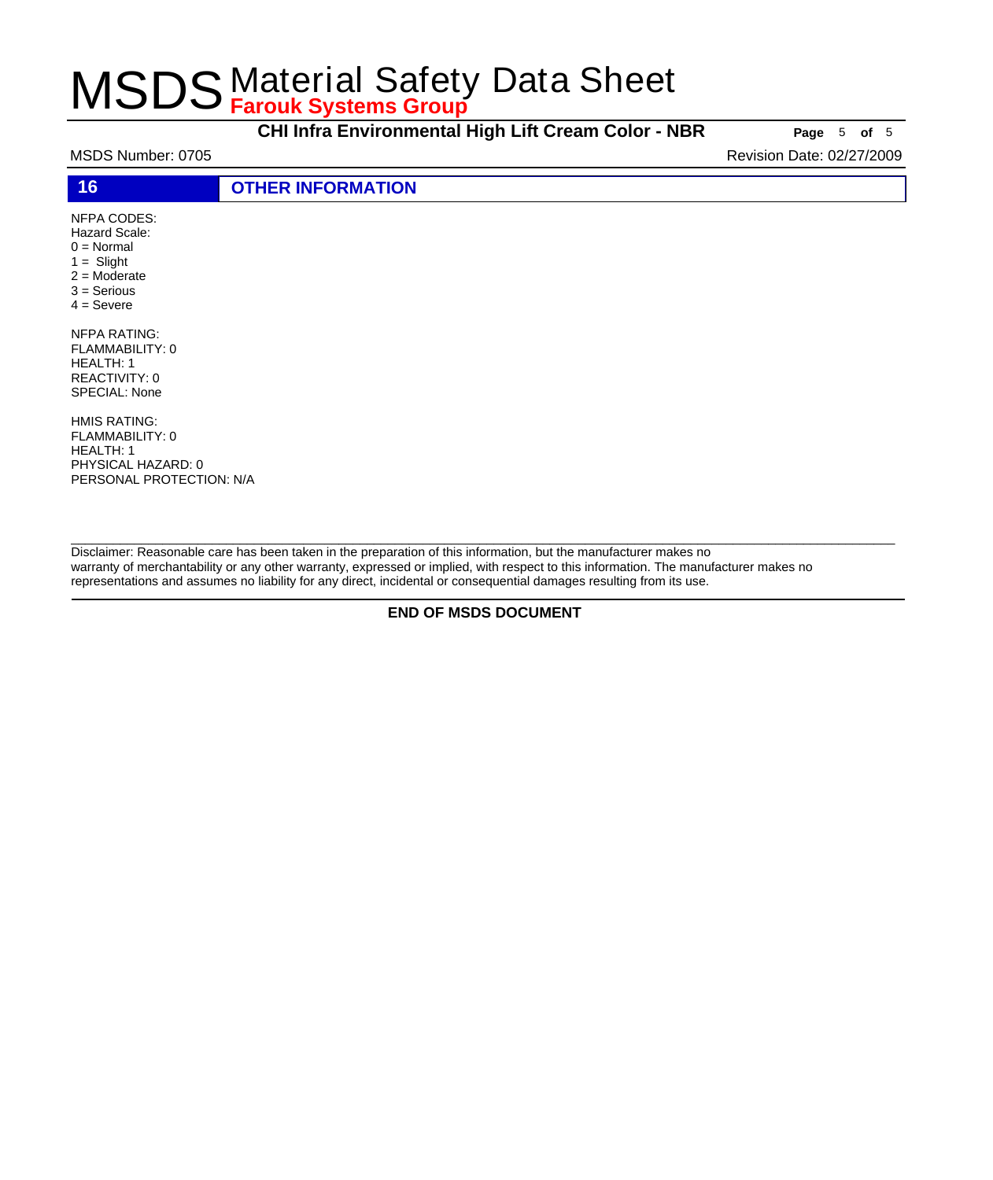## 16 OTHER INFORMATION

NFPA CODES:
Hazard Scale:
0 = Normal
1 = Slight
2 = Moderate
3 = Serious
4 = Severe

NFPA RATING:
FLAMMABILITY: 0
HEALTH: 1
REACTIVITY: 0
SPECIAL: None

HMIS RATING:
FLAMMABILITY: 0
HEALTH: 1
PHYSICAL HAZARD: 0
PERSONAL PROTECTION: N/A

---

Disclaimer: Reasonable care has been taken in the preparation of this information, but the manufacturer makes no warranty of merchantability or any other warranty, expressed or implied, with respect to this information. The manufacturer makes no representations and assumes no liability for any direct, incidental or consequential damages resulting from its use.

---

**END OF MSDS DOCUMENT**